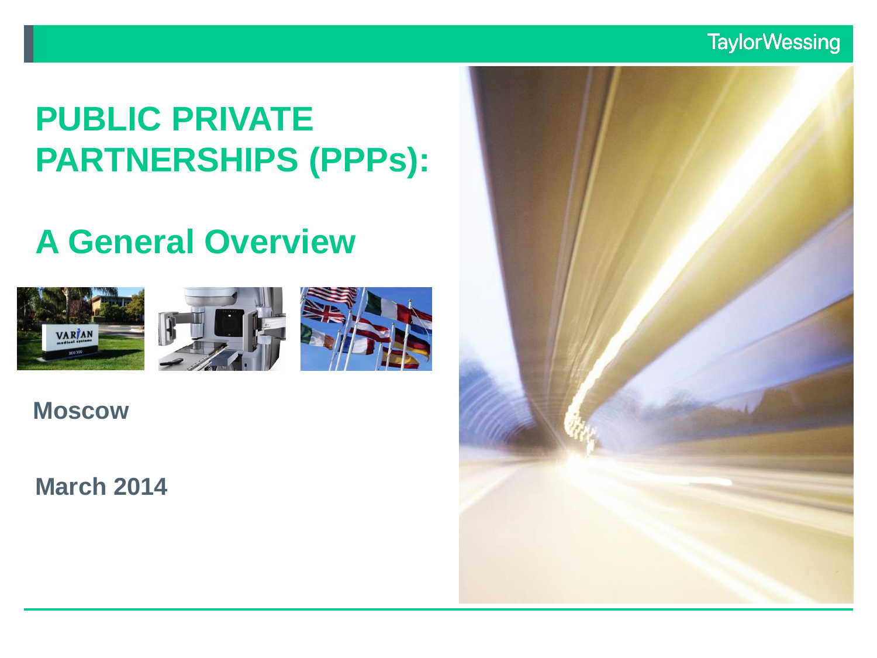# PUBLIC PRIVATE PARTNERSHIPS (PPPs):

## A General Overview

**Moscow**

**March 2014**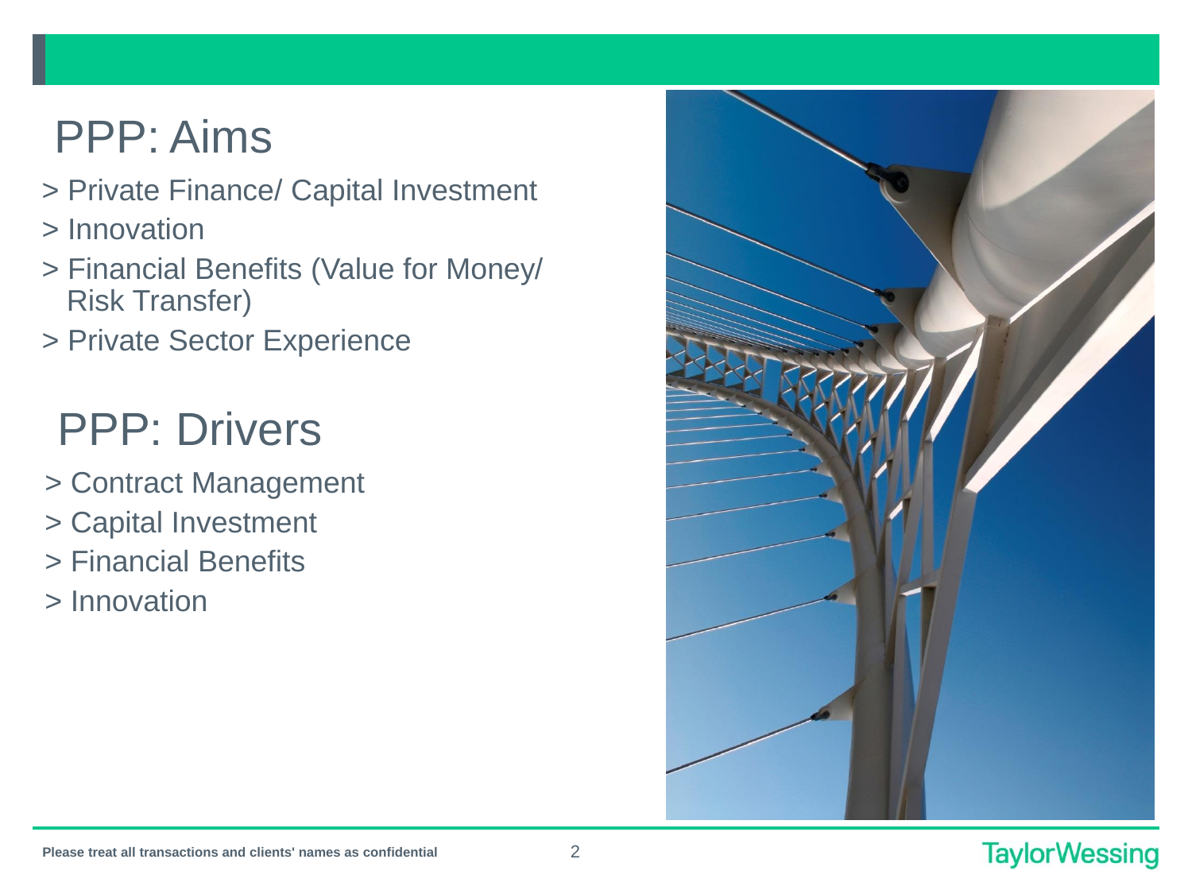# PPP: Aims

> Private Finance/ Capital Investment
> Innovation
> Financial Benefits (Value for Money/ Risk Transfer)
> Private Sector Experience

# PPP: Drivers

> Contract Management
> Capital Investment
> Financial Benefits
> Innovation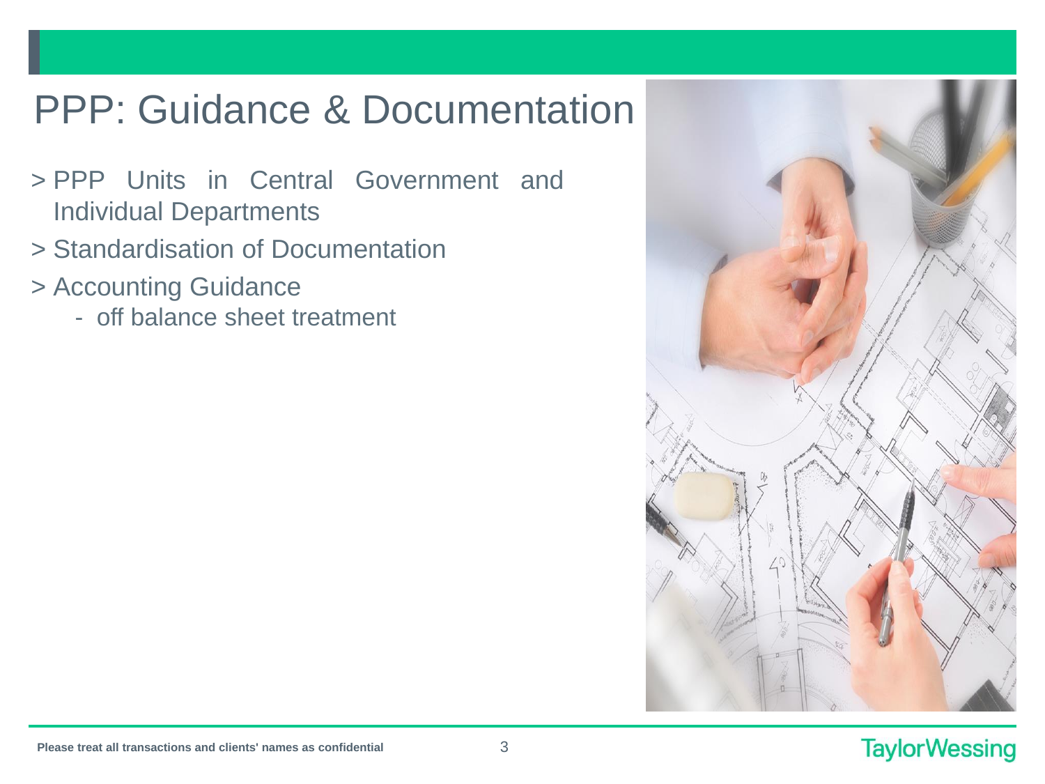# PPP: Guidance & Documentation

- > PPP Units in Central Government and Individual Departments
- > Standardisation of Documentation
- > Accounting Guidance
  - off balance sheet treatment

Please treat all transactions and clients' names as confidential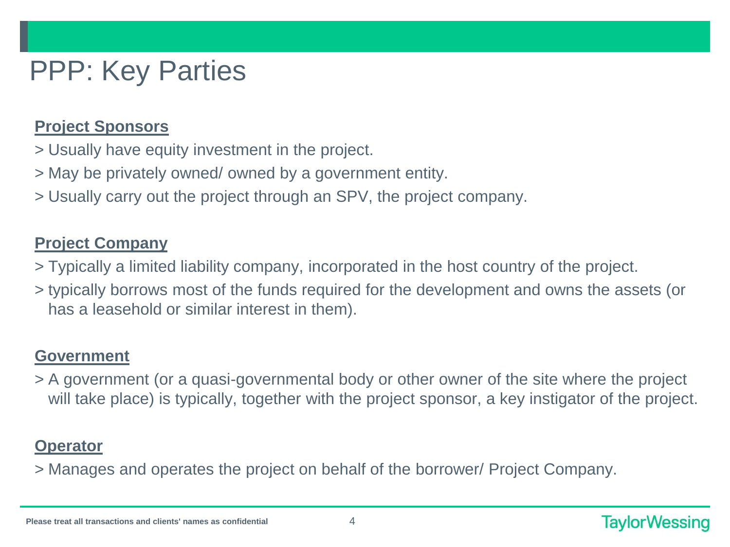# PPP: Key Parties

**Project Sponsors**

> Usually have equity investment in the project.
> May be privately owned/ owned by a government entity.
> Usually carry out the project through an SPV, the project company.

**Project Company**

> Typically a limited liability company, incorporated in the host country of the project.
> typically borrows most of the funds required for the development and owns the assets (or has a leasehold or similar interest in them).

**Government**

> A government (or a quasi-governmental body or other owner of the site where the project will take place) is typically, together with the project sponsor, a key instigator of the project.

**Operator**

> Manages and operates the project on behalf of the borrower/ Project Company.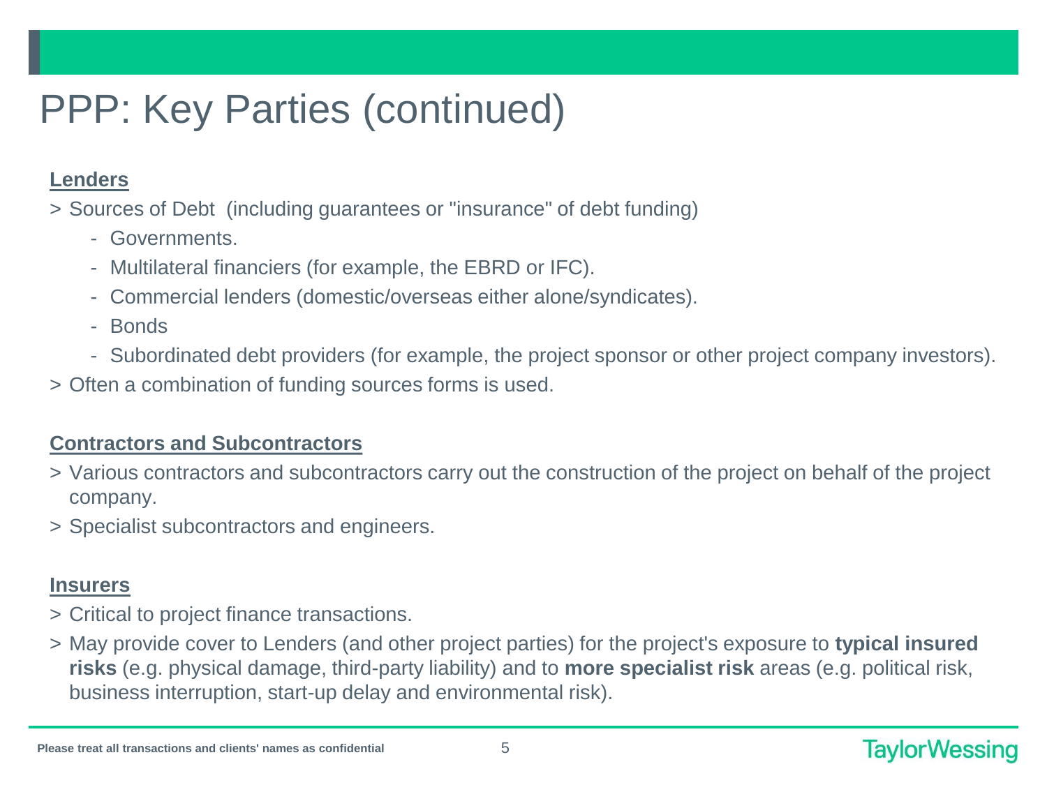# PPP: Key Parties (continued)

**Lenders**

- Sources of Debt (including guarantees or "insurance" of debt funding)
  - Governments.
  - Multilateral financiers (for example, the EBRD or IFC).
  - Commercial lenders (domestic/overseas either alone/syndicates).
  - Bonds
  - Subordinated debt providers (for example, the project sponsor or other project company investors).
- Often a combination of funding sources forms is used.

**Contractors and Subcontractors**

- Various contractors and subcontractors carry out the construction of the project on behalf of the project company.
- Specialist subcontractors and engineers.

**Insurers**

- Critical to project finance transactions.
- May provide cover to Lenders (and other project parties) for the project's exposure to **typical insured risks** (e.g. physical damage, third-party liability) and to **more specialist risk** areas (e.g. political risk, business interruption, start-up delay and environmental risk).

Please treat all transactions and clients' names as confidential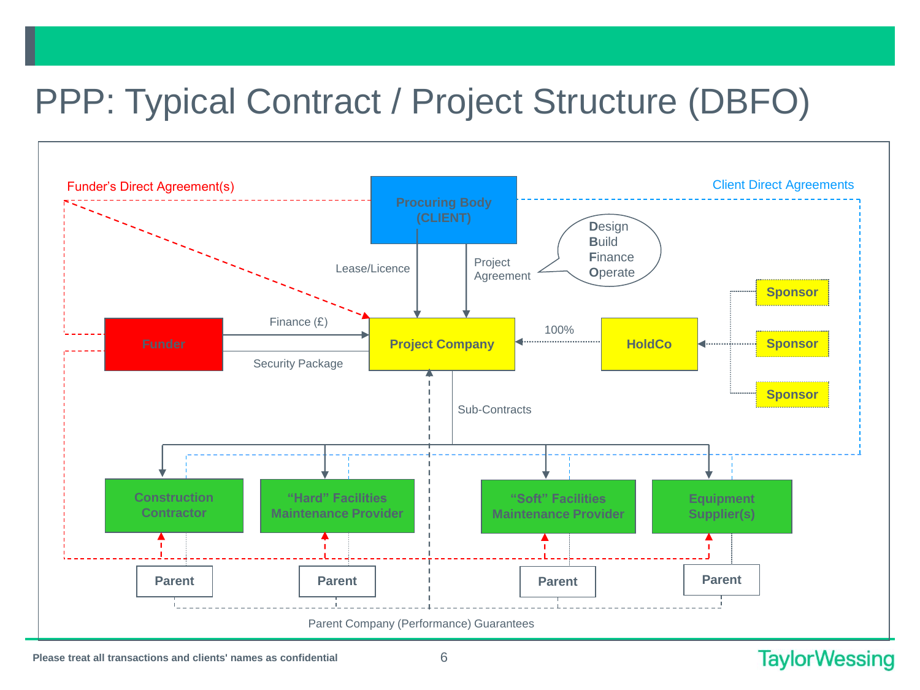# PPP: Typical Contract / Project Structure (DBFO)

Funder's Direct Agreement(s)

Client Direct Agreements

Procuring Body (CLIENT)

Lease/Licence

Project Agreement

**D**esign
**B**uild
**F**inance
**O**perate

Funder

Finance (£)

Security Package

**Project Company**

100%

**HoldCo**

**Sponsor**

**Sponsor**

**Sponsor**

Sub-Contracts

Construction Contractor

"Hard" Facilities Maintenance Provider

"Soft" Facilities Maintenance Provider

Equipment Supplier(s)

**Parent**

**Parent**

**Parent**

**Parent**

Parent Company (Performance) Guarantees

**Please treat all transactions and clients' names as confidential**

TaylorWessing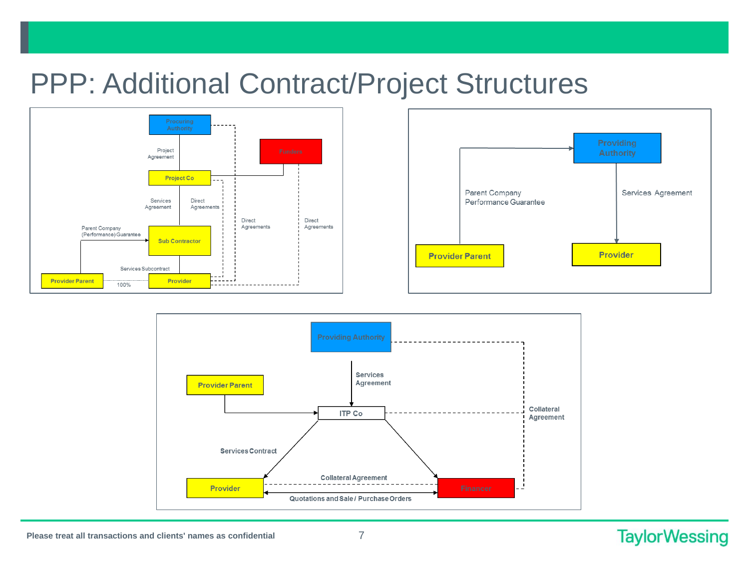# PPP: Additional Contract/Project Structures

Procuring Authority

Project Agreement

Funders

Project Co

Services Agreement

Direct Agreements

Direct Agreements

Direct Agreements

Parent Company (Performance) Guarantee

Sub Contractor

Services Subcontract

Provider Parent

100%

Provider

Providing Authority

Parent Company Performance Guarantee

Services Agreement

Provider Parent

Provider

Providing Authority

Services Agreement

Provider Parent

ITP Co

Collateral Agreement

Services Contract

Collateral Agreement

Provider

Financer

Quotations and Sale / Purchase Orders

Please treat all transactions and clients' names as confidential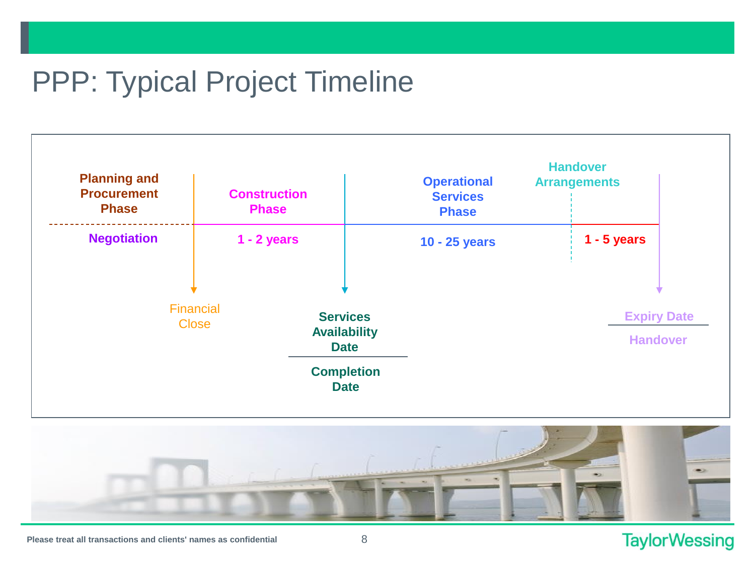# PPP: Typical Project Timeline

**Planning and Procurement Phase**

**Negotiation**

Financial Close

**Construction Phase**

**1 - 2 years**

**Services Availability Date**

**Completion Date**

**Operational Services Phase**

**10 - 25 years**

**Handover Arrangements**

**1 - 5 years**

**Expiry Date**

**Handover**

**Please treat all transactions and clients' names as confidential**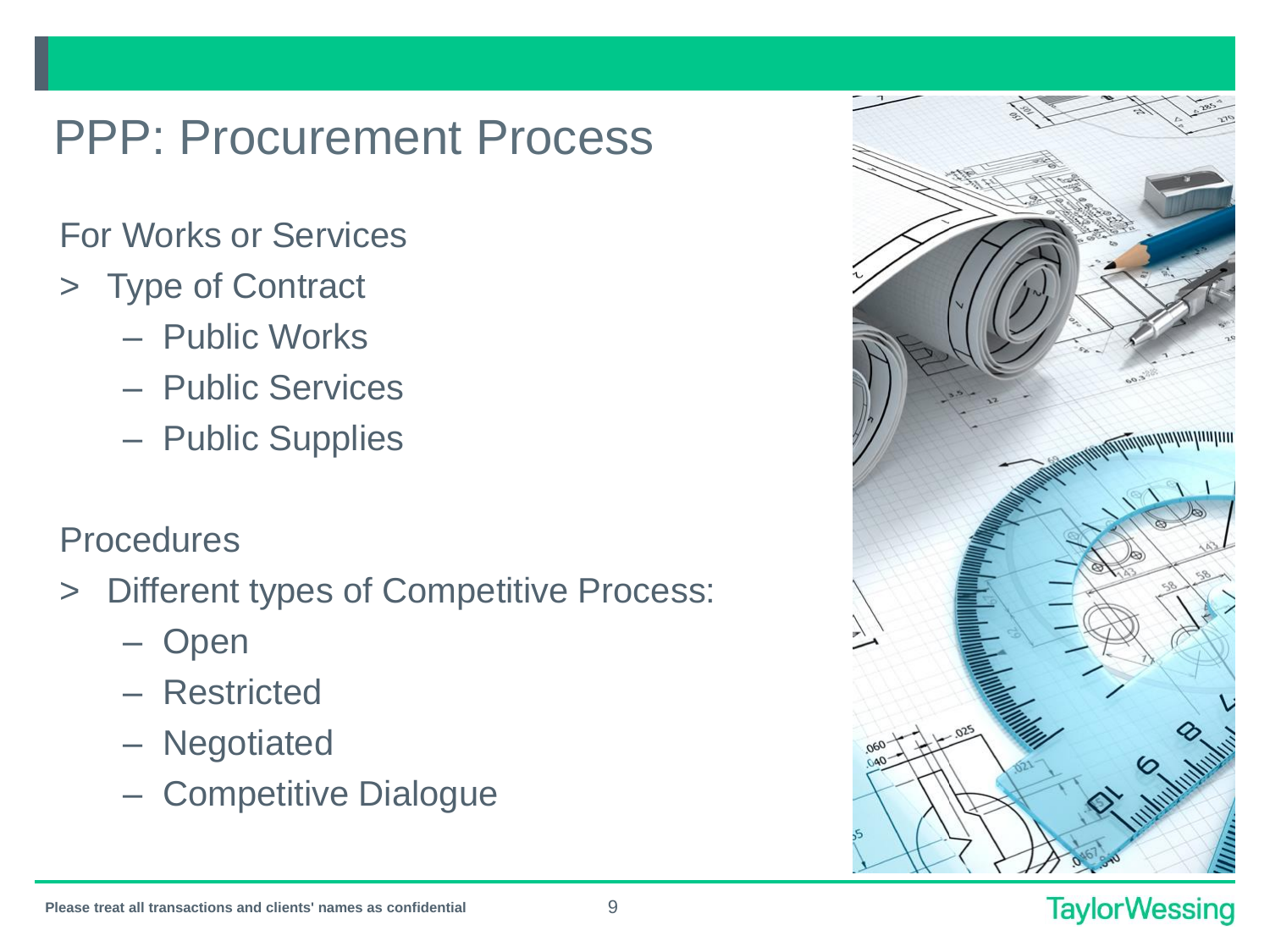# PPP: Procurement Process

For Works or Services

- Type of Contract
  - Public Works
  - Public Services
  - Public Supplies

Procedures

- Different types of Competitive Process:
  - Open
  - Restricted
  - Negotiated
  - Competitive Dialogue

Please treat all transactions and clients' names as confidential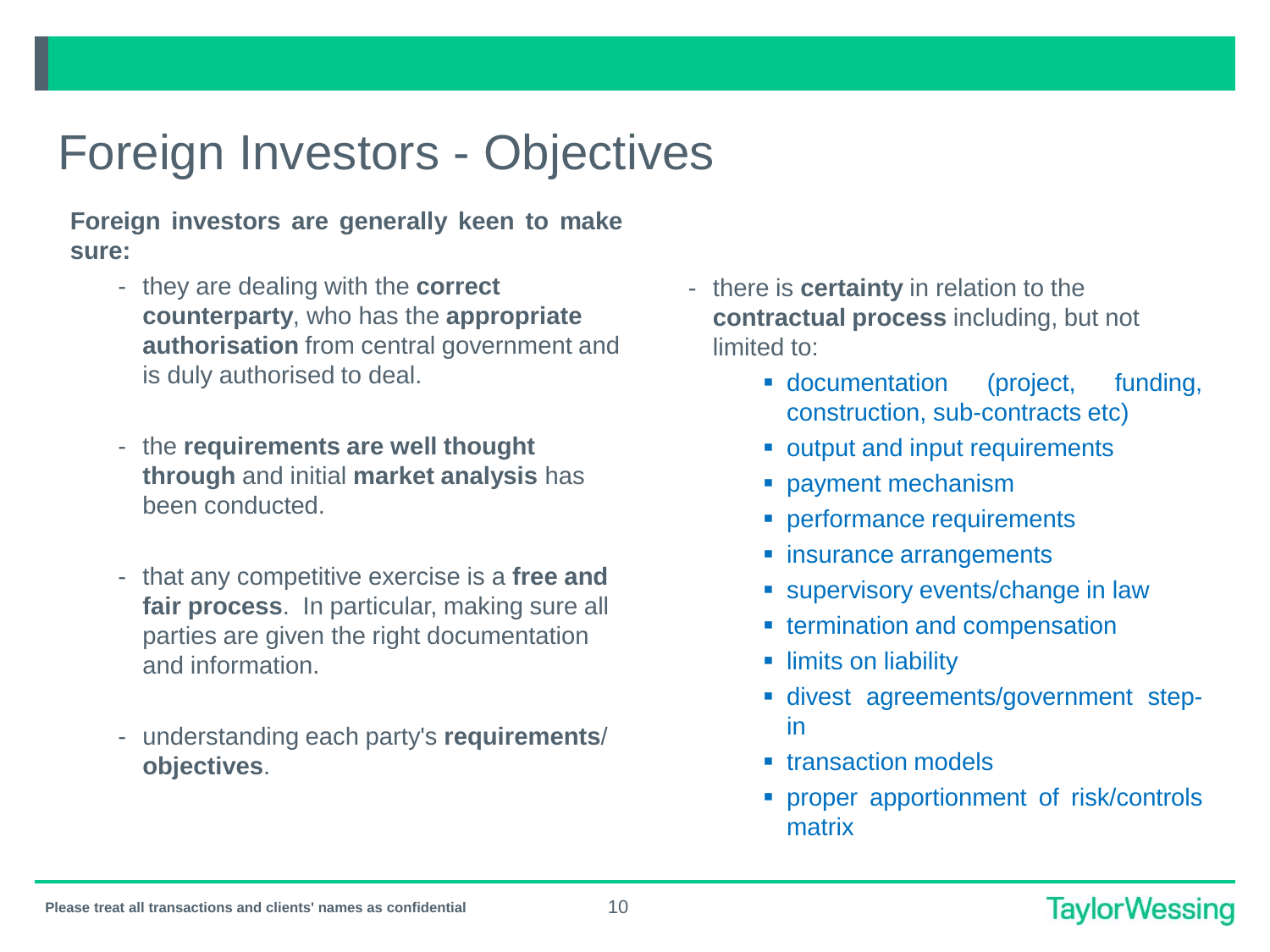# Foreign Investors - Objectives

**Foreign investors are generally keen to make sure:**

- they are dealing with the **correct counterparty**, who has the **appropriate authorisation** from central government and is duly authorised to deal.
- the **requirements are well thought through** and initial **market analysis** has been conducted.
- that any competitive exercise is a **free and fair process**. In particular, making sure all parties are given the right documentation and information.
- understanding each party's **requirements**/ **objectives**.
- there is **certainty** in relation to the **contractual process** including, but not limited to:
  - documentation (project, funding, construction, sub-contracts etc)
  - output and input requirements
  - payment mechanism
  - performance requirements
  - insurance arrangements
  - supervisory events/change in law
  - termination and compensation
  - limits on liability
  - divest agreements/government step-in
  - transaction models
  - proper apportionment of risk/controls matrix

Please treat all transactions and clients' names as confidential

TaylorWessing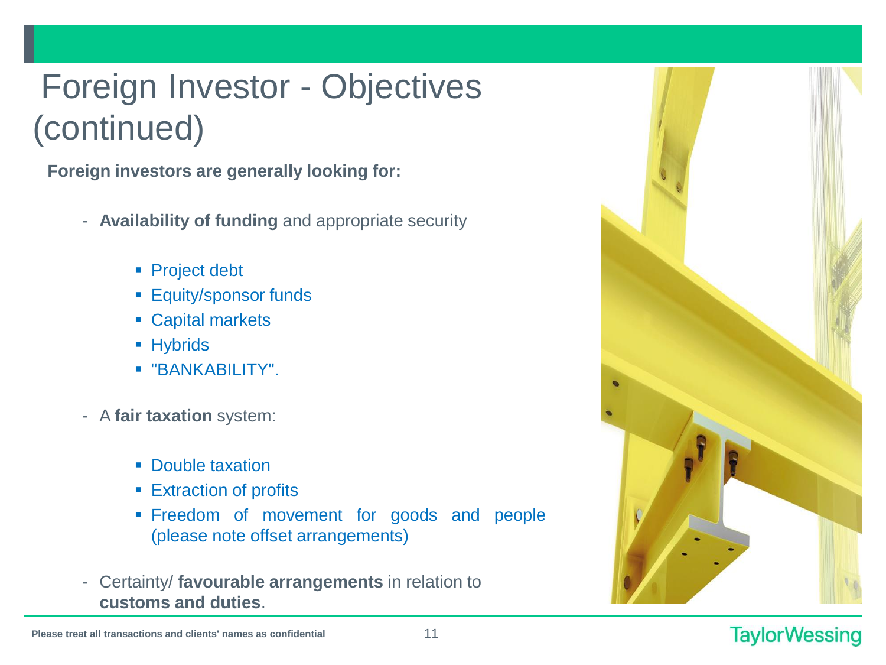# Foreign Investor - Objectives (continued)

**Foreign investors are generally looking for:**

- **Availability of funding** and appropriate security
  - Project debt
  - Equity/sponsor funds
  - Capital markets
  - Hybrids
  - "BANKABILITY".
- A **fair taxation** system:
  - Double taxation
  - Extraction of profits
  - Freedom of movement for goods and people (please note offset arrangements)
- Certainty/ **favourable arrangements** in relation to **customs and duties**.

Please treat all transactions and clients' names as confidential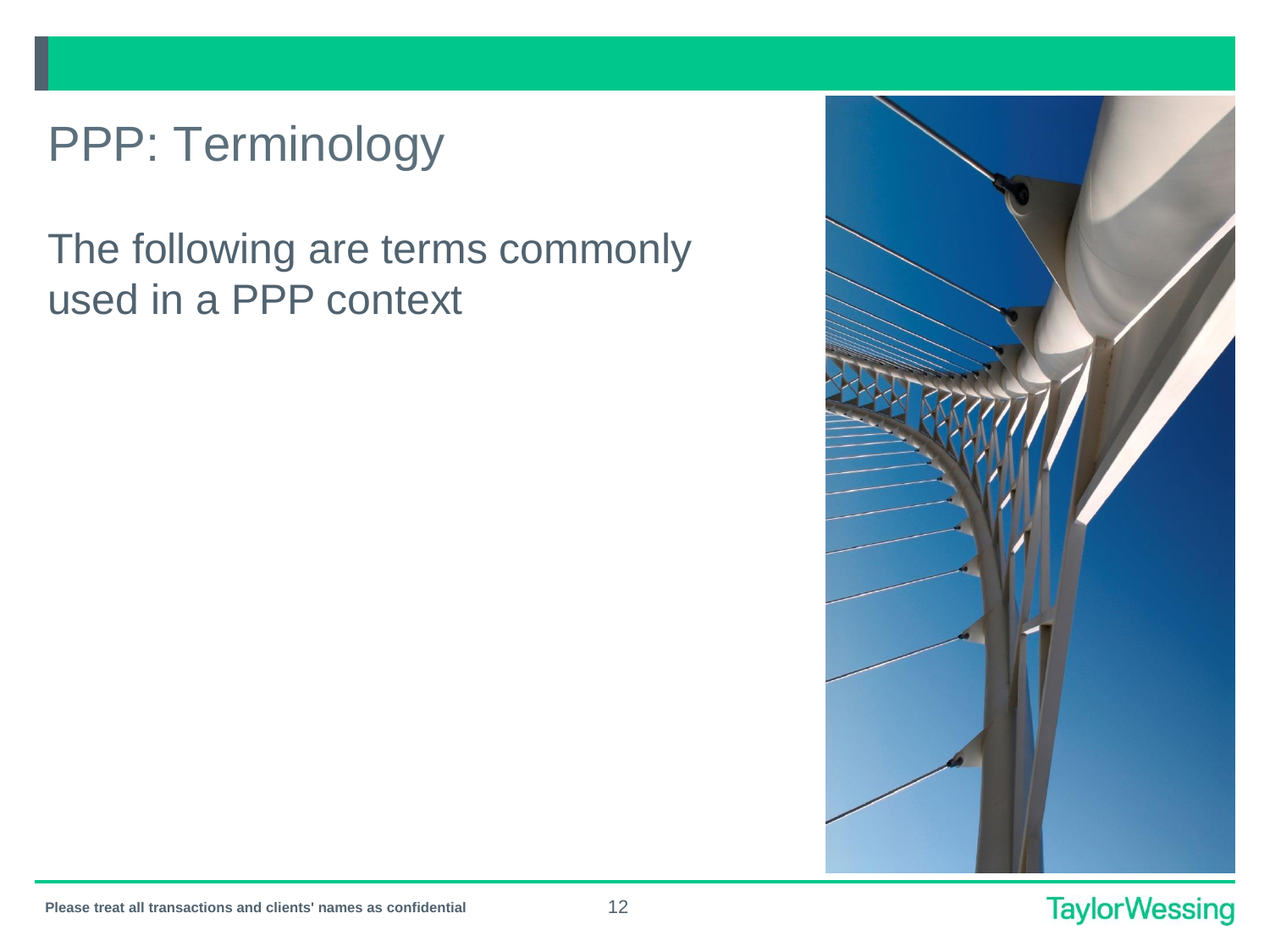# PPP: Terminology

The following are terms commonly used in a PPP context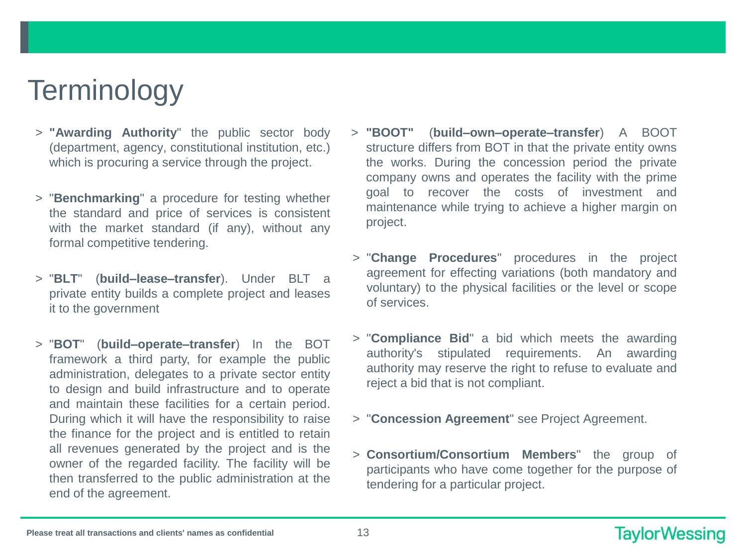# Terminology

- **"Awarding Authority**" the public sector body (department, agency, constitutional institution, etc.) which is procuring a service through the project.
- "**Benchmarking**" a procedure for testing whether the standard and price of services is consistent with the market standard (if any), without any formal competitive tendering.
- "**BLT**" (**build–lease–transfer**). Under BLT a private entity builds a complete project and leases it to the government
- "**BOT**" (**build–operate–transfer**) In the BOT framework a third party, for example the public administration, delegates to a private sector entity to design and build infrastructure and to operate and maintain these facilities for a certain period. During which it will have the responsibility to raise the finance for the project and is entitled to retain all revenues generated by the project and is the owner of the regarded facility. The facility will be then transferred to the public administration at the end of the agreement.
- **"BOOT"** (**build–own–operate–transfer**) A BOOT structure differs from BOT in that the private entity owns the works. During the concession period the private company owns and operates the facility with the prime goal to recover the costs of investment and maintenance while trying to achieve a higher margin on project.
- "**Change Procedures**" procedures in the project agreement for effecting variations (both mandatory and voluntary) to the physical facilities or the level or scope of services.
- "**Compliance Bid**" a bid which meets the awarding authority's stipulated requirements. An awarding authority may reserve the right to refuse to evaluate and reject a bid that is not compliant.
- "**Concession Agreement**" see Project Agreement.
- **Consortium/Consortium Members**" the group of participants who have come together for the purpose of tendering for a particular project.

Please treat all transactions and clients' names as confidential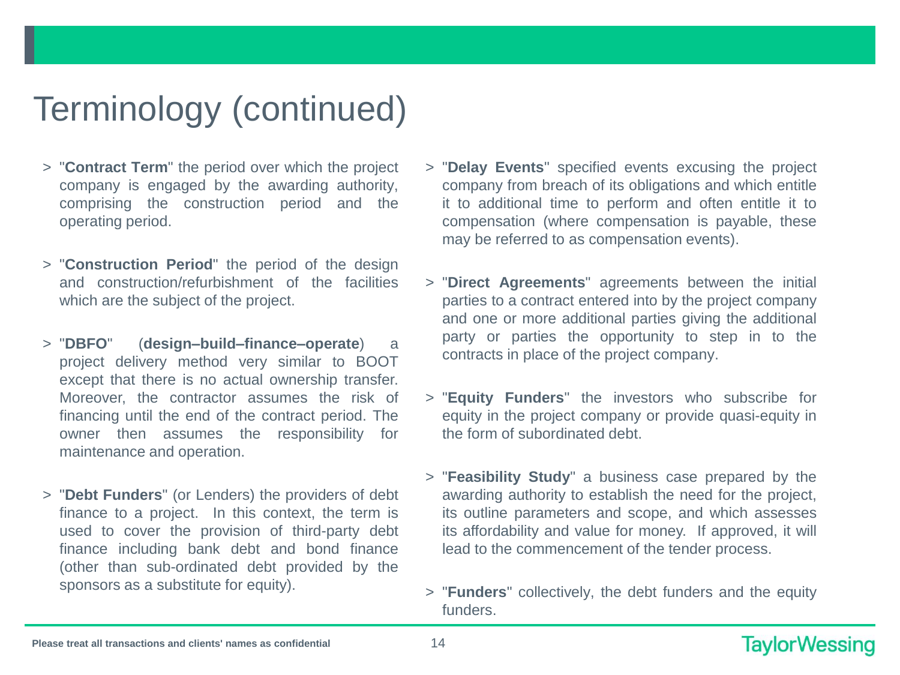# Terminology (continued)

- "**Contract Term**" the period over which the project company is engaged by the awarding authority, comprising the construction period and the operating period.

- "**Construction Period**" the period of the design and construction/refurbishment of the facilities which are the subject of the project.

- "**DBFO**" (**design–build–finance–operate**) a project delivery method very similar to BOOT except that there is no actual ownership transfer. Moreover, the contractor assumes the risk of financing until the end of the contract period. The owner then assumes the responsibility for maintenance and operation.

- "**Debt Funders**" (or Lenders) the providers of debt finance to a project. In this context, the term is used to cover the provision of third-party debt finance including bank debt and bond finance (other than sub-ordinated debt provided by the sponsors as a substitute for equity).

- "**Delay Events**" specified events excusing the project company from breach of its obligations and which entitle it to additional time to perform and often entitle it to compensation (where compensation is payable, these may be referred to as compensation events).

- "**Direct Agreements**" agreements between the initial parties to a contract entered into by the project company and one or more additional parties giving the additional party or parties the opportunity to step in to the contracts in place of the project company.

- "**Equity Funders**" the investors who subscribe for equity in the project company or provide quasi-equity in the form of subordinated debt.

- "**Feasibility Study**" a business case prepared by the awarding authority to establish the need for the project, its outline parameters and scope, and which assesses its affordability and value for money. If approved, it will lead to the commencement of the tender process.

- "**Funders**" collectively, the debt funders and the equity funders.

Please treat all transactions and clients' names as confidential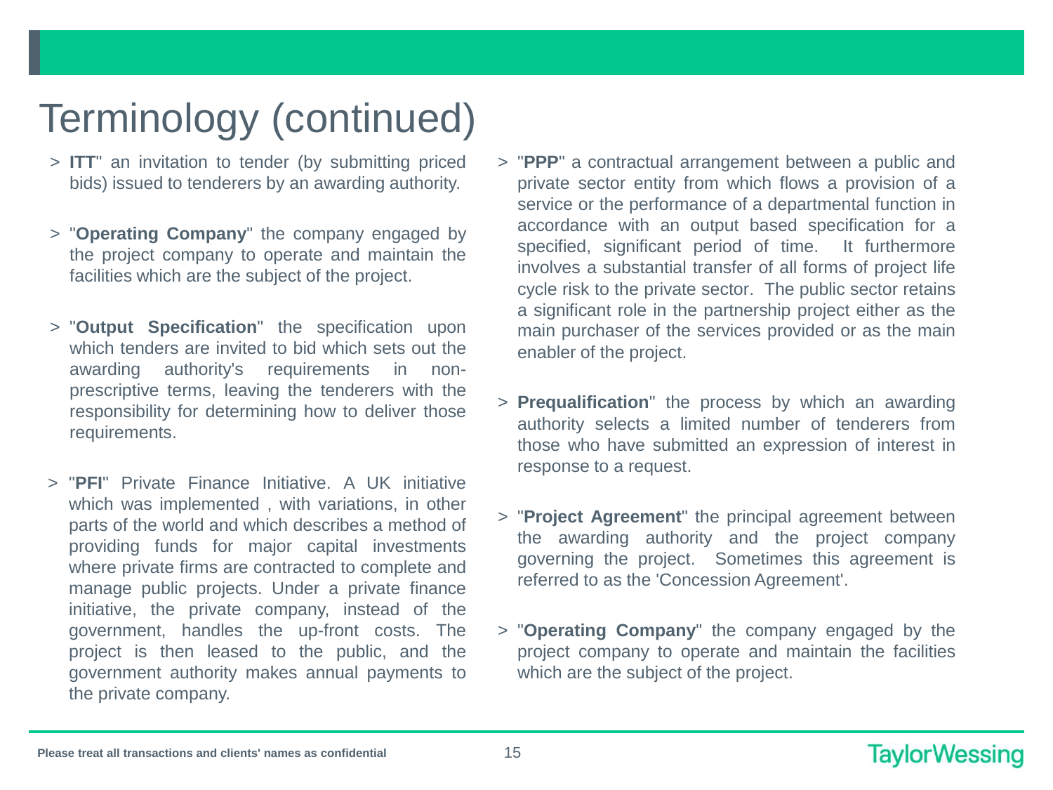# Terminology (continued)

- **ITT**" an invitation to tender (by submitting priced bids) issued to tenderers by an awarding authority.
- "**Operating Company**" the company engaged by the project company to operate and maintain the facilities which are the subject of the project.
- "**Output Specification**" the specification upon which tenders are invited to bid which sets out the awarding authority's requirements in non-prescriptive terms, leaving the tenderers with the responsibility for determining how to deliver those requirements.
- "**PFI**" Private Finance Initiative. A UK initiative which was implemented , with variations, in other parts of the world and which describes a method of providing funds for major capital investments where private firms are contracted to complete and manage public projects. Under a private finance initiative, the private company, instead of the government, handles the up-front costs. The project is then leased to the public, and the government authority makes annual payments to the private company.
- "**PPP**" a contractual arrangement between a public and private sector entity from which flows a provision of a service or the performance of a departmental function in accordance with an output based specification for a specified, significant period of time. It furthermore involves a substantial transfer of all forms of project life cycle risk to the private sector. The public sector retains a significant role in the partnership project either as the main purchaser of the services provided or as the main enabler of the project.
- **Prequalification**" the process by which an awarding authority selects a limited number of tenderers from those who have submitted an expression of interest in response to a request.
- "**Project Agreement**" the principal agreement between the awarding authority and the project company governing the project. Sometimes this agreement is referred to as the 'Concession Agreement'.
- "**Operating Company**" the company engaged by the project company to operate and maintain the facilities which are the subject of the project.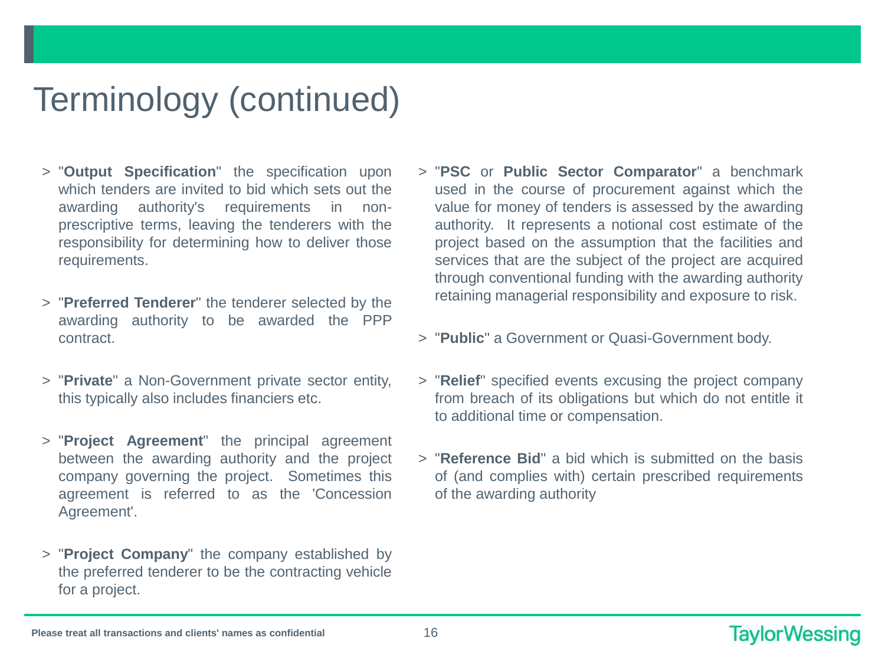# Terminology (continued)

- "**Output Specification**" the specification upon which tenders are invited to bid which sets out the awarding authority's requirements in non-prescriptive terms, leaving the tenderers with the responsibility for determining how to deliver those requirements.

- "**Preferred Tenderer**" the tenderer selected by the awarding authority to be awarded the PPP contract.

- "**Private**" a Non-Government private sector entity, this typically also includes financiers etc.

- "**Project Agreement**" the principal agreement between the awarding authority and the project company governing the project. Sometimes this agreement is referred to as the 'Concession Agreement'.

- "**Project Company**" the company established by the preferred tenderer to be the contracting vehicle for a project.

- "**PSC** or **Public Sector Comparator**" a benchmark used in the course of procurement against which the value for money of tenders is assessed by the awarding authority. It represents a notional cost estimate of the project based on the assumption that the facilities and services that are the subject of the project are acquired through conventional funding with the awarding authority retaining managerial responsibility and exposure to risk.

- "**Public**" a Government or Quasi-Government body.

- "**Relief**" specified events excusing the project company from breach of its obligations but which do not entitle it to additional time or compensation.

- "**Reference Bid**" a bid which is submitted on the basis of (and complies with) certain prescribed requirements of the awarding authority

Please treat all transactions and clients' names as confidential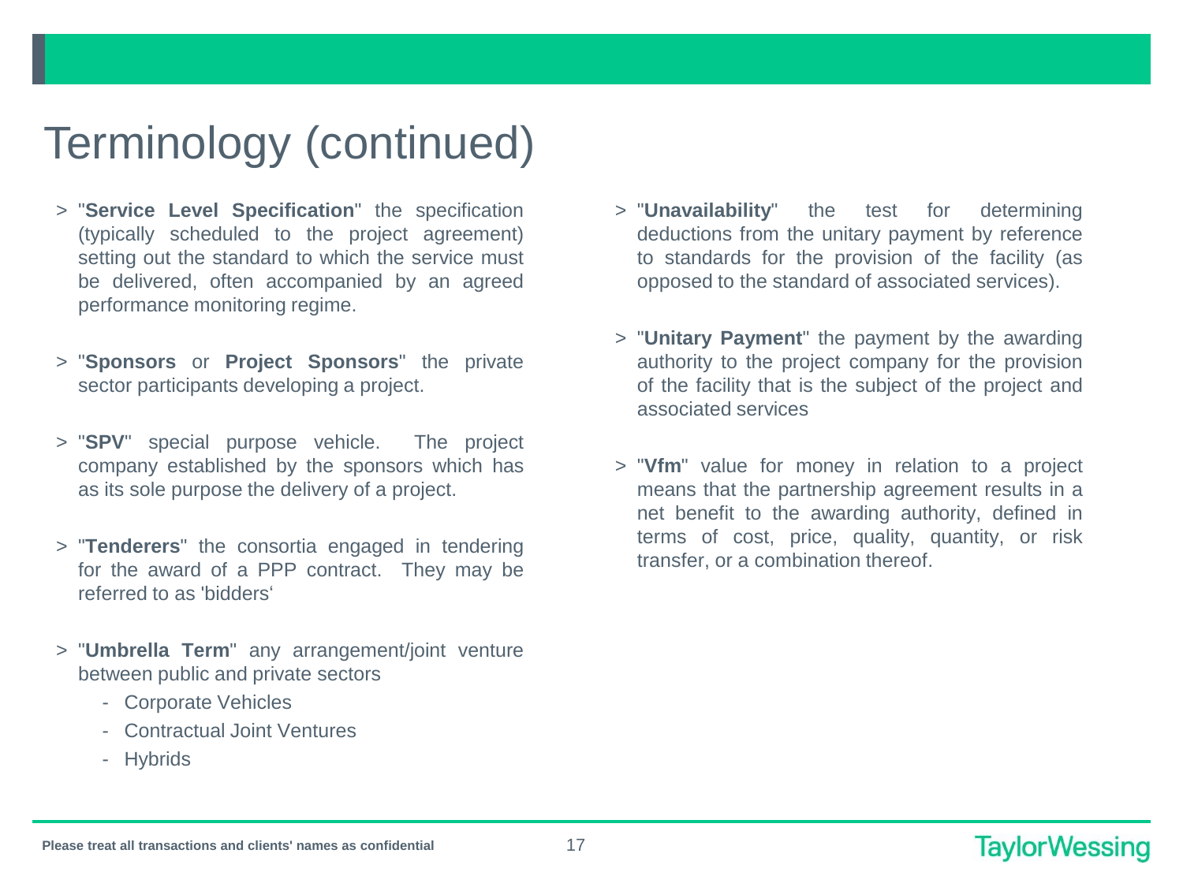# Terminology (continued)

- "**Service Level Specification**" the specification (typically scheduled to the project agreement) setting out the standard to which the service must be delivered, often accompanied by an agreed performance monitoring regime.

- "**Sponsors** or **Project Sponsors**" the private sector participants developing a project.

- "**SPV**" special purpose vehicle. The project company established by the sponsors which has as its sole purpose the delivery of a project.

- "**Tenderers**" the consortia engaged in tendering for the award of a PPP contract. They may be referred to as 'bidders'

- "**Umbrella Term**" any arrangement/joint venture between public and private sectors
  - Corporate Vehicles
  - Contractual Joint Ventures
  - Hybrids

- "**Unavailability**" the test for determining deductions from the unitary payment by reference to standards for the provision of the facility (as opposed to the standard of associated services).

- "**Unitary Payment**" the payment by the awarding authority to the project company for the provision of the facility that is the subject of the project and associated services

- "**Vfm**" value for money in relation to a project means that the partnership agreement results in a net benefit to the awarding authority, defined in terms of cost, price, quality, quantity, or risk transfer, or a combination thereof.

Please treat all transactions and clients' names as confidential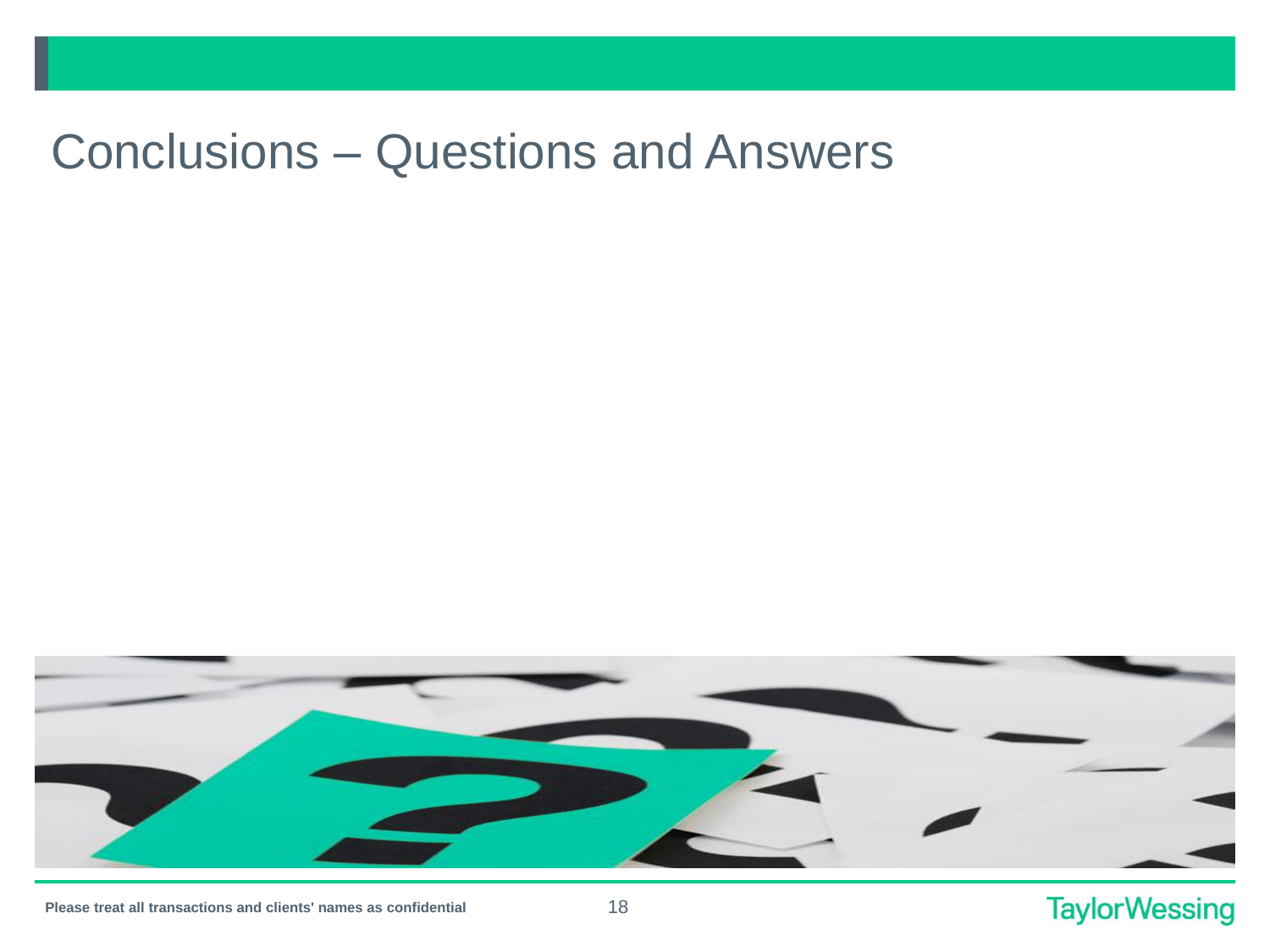# Conclusions – Questions and Answers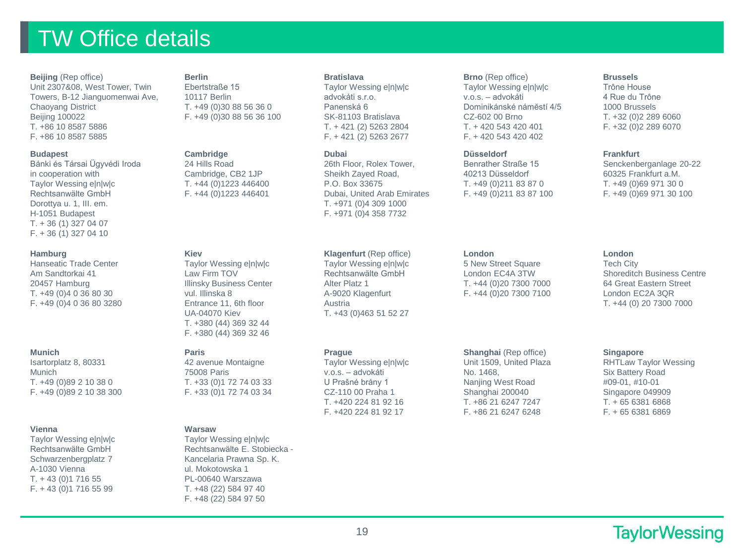# TW Office details

**Beijing** (Rep office)
Unit 2307&08, West Tower, Twin Towers, B-12 Jianguomenwai Ave, Chaoyang District
Beijing 100022
T. +86 10 8587 5886
F. +86 10 8587 5885

**Berlin**
Ebertstraße 15
10117 Berlin
T. +49 (0)30 88 56 36 0
F. +49 (0)30 88 56 36 100

**Bratislava**
Taylor Wessing e|n|w|c
advokáti s.r.o.
Panenská 6
SK-81103 Bratislava
T. + 421 (2) 5263 2804
F. + 421 (2) 5263 2677

**Brno** (Rep office)
Taylor Wessing e|n|w|c
v.o.s. – advokáti
Dominikánské náměstí 4/5
CZ-602 00 Brno
T. + 420 543 420 401
F. + 420 543 420 402

**Brussels**
Trône House
4 Rue du Trône
1000 Brussels
T. +32 (0)2 289 6060
F. +32 (0)2 289 6070

**Budapest**
Bánki és Társai Ügyvédi Iroda
in cooperation with
Taylor Wessing e|n|w|c
Rechtsanwälte GmbH
Dorottya u. 1, III. em.
H-1051 Budapest
T. + 36 (1) 327 04 07
F. + 36 (1) 327 04 10

**Cambridge**
24 Hills Road
Cambridge, CB2 1JP
T. +44 (0)1223 446400
F. +44 (0)1223 446401

**Dubai**
26th Floor, Rolex Tower,
Sheikh Zayed Road,
P.O. Box 33675
Dubai, United Arab Emirates
T. +971 (0)4 309 1000
F. +971 (0)4 358 7732

**Düsseldorf**
Benrather Straße 15
40213 Düsseldorf
T. +49 (0)211 83 87 0
F. +49 (0)211 83 87 100

**Frankfurt**
Senckenberganlage 20-22
60325 Frankfurt a.M.
T. +49 (0)69 971 30 0
F. +49 (0)69 971 30 100

**Hamburg**
Hanseatic Trade Center
Am Sandtorkai 41
20457 Hamburg
T. +49 (0)4 0 36 80 30
F. +49 (0)4 0 36 80 3280

**Kiev**
Taylor Wessing e|n|w|c
Law Firm TOV
Illinsky Business Center
vul. Illinska 8
Entrance 11, 6th floor
UA-04070 Kiev
T. +380 (44) 369 32 44
F. +380 (44) 369 32 46

**Klagenfurt** (Rep office)
Taylor Wessing e|n|w|c
Rechtsanwälte GmbH
Alter Platz 1
A-9020 Klagenfurt
Austria
T. +43 (0)463 51 52 27

**London**
5 New Street Square
London EC4A 3TW
T. +44 (0)20 7300 7000
F. +44 (0)20 7300 7100

**London**
Tech City
Shoreditch Business Centre
64 Great Eastern Street
London EC2A 3QR
T. +44 (0) 20 7300 7000

**Munich**
Isartorplatz 8, 80331
Munich
T. +49 (0)89 2 10 38 0
F. +49 (0)89 2 10 38 300

**Paris**
42 avenue Montaigne
75008 Paris
T. +33 (0)1 72 74 03 33
F. +33 (0)1 72 74 03 34

**Prague**
Taylor Wessing e|n|w|c
v.o.s. – advokáti
U Prašné brány 1
CZ-110 00 Praha 1
T. +420 224 81 92 16
F. +420 224 81 92 17

**Shanghai** (Rep office)
Unit 1509, United Plaza
No. 1468,
Nanjing West Road
Shanghai 200040
T. +86 21 6247 7247
F. +86 21 6247 6248

**Singapore**
RHTLaw Taylor Wessing
Six Battery Road
#09-01, #10-01
Singapore 049909
T. + 65 6381 6868
F. + 65 6381 6869

**Vienna**
Taylor Wessing e|n|w|c
Rechtsanwälte GmbH
Schwarzenbergplatz 7
A-1030 Vienna
T. + 43 (0)1 716 55
F. + 43 (0)1 716 55 99

**Warsaw**
Taylor Wessing e|n|w|c
Rechtsanwälte E. Stobiecka -
Kancelaria Prawna Sp. K.
ul. Mokotowska 1
PL-00640 Warszawa
T. +48 (22) 584 97 40
F. +48 (22) 584 97 50

TaylorWessing